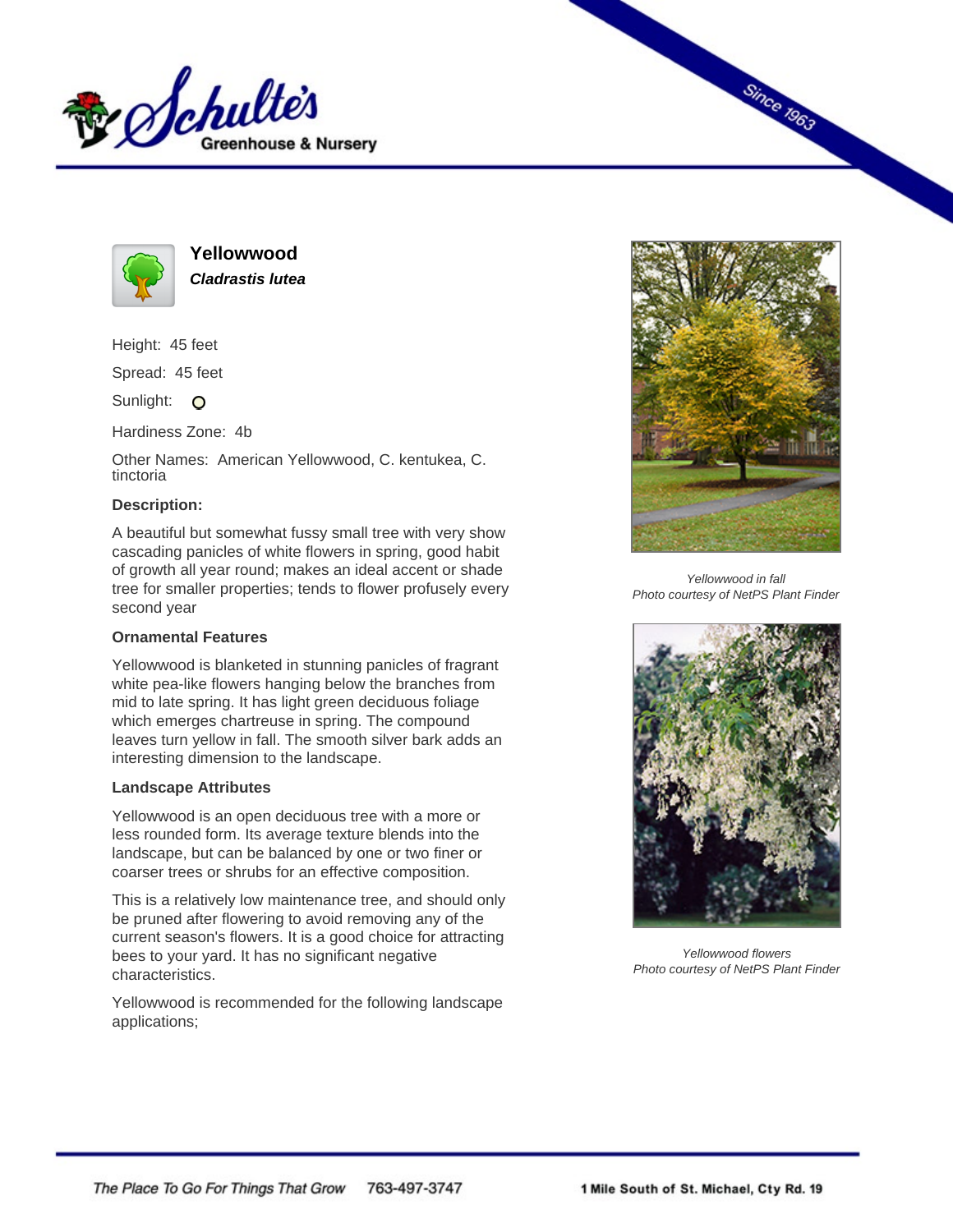# Yellowwood

***Cladrastis lutea***

Height: 45 feet

Spread: 45 feet

Sunlight:

Hardiness Zone: 4b

Other Names: American Yellowwood, C. kentukea, C. tinctoria

### Description:

A beautiful but somewhat fussy small tree with very show cascading panicles of white flowers in spring, good habit of growth all year round; makes an ideal accent or shade tree for smaller properties; tends to flower profusely every second year

### Ornamental Features

Yellowwood is blanketed in stunning panicles of fragrant white pea-like flowers hanging below the branches from mid to late spring. It has light green deciduous foliage which emerges chartreuse in spring. The compound leaves turn yellow in fall. The smooth silver bark adds an interesting dimension to the landscape.

### Landscape Attributes

Yellowwood is an open deciduous tree with a more or less rounded form. Its average texture blends into the landscape, but can be balanced by one or two finer or coarser trees or shrubs for an effective composition.

This is a relatively low maintenance tree, and should only be pruned after flowering to avoid removing any of the current season's flowers. It is a good choice for attracting bees to your yard. It has no significant negative characteristics.

Yellowwood is recommended for the following landscape applications;

*Yellowwood in fall*
*Photo courtesy of NetPS Plant Finder*

*Yellowwood flowers*
*Photo courtesy of NetPS Plant Finder*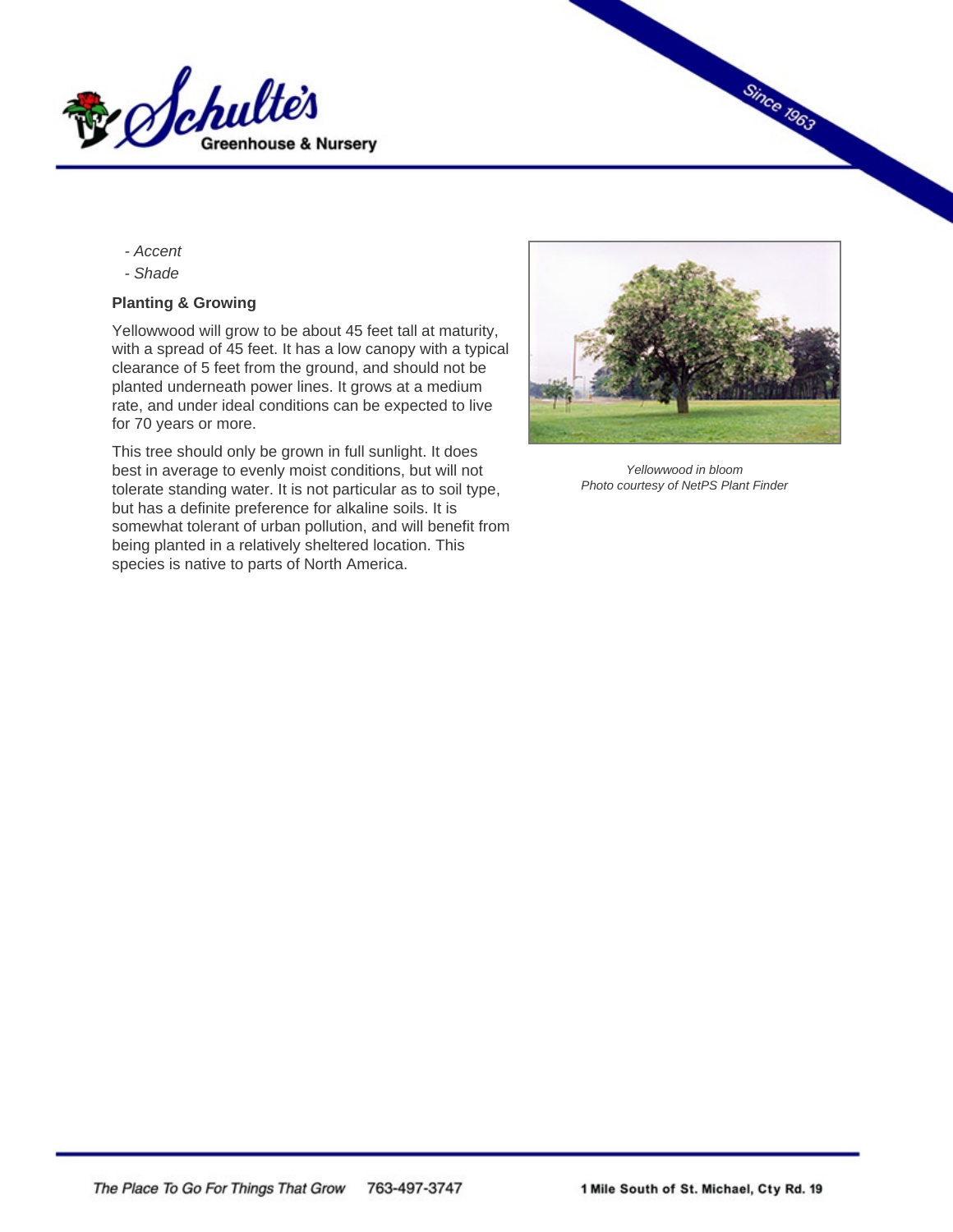- *Accent*
- *Shade*

**Planting & Growing**

Yellowwood will grow to be about 45 feet tall at maturity, with a spread of 45 feet. It has a low canopy with a typical clearance of 5 feet from the ground, and should not be planted underneath power lines. It grows at a medium rate, and under ideal conditions can be expected to live for 70 years or more.

This tree should only be grown in full sunlight. It does best in average to evenly moist conditions, but will not tolerate standing water. It is not particular as to soil type, but has a definite preference for alkaline soils. It is somewhat tolerant of urban pollution, and will benefit from being planted in a relatively sheltered location. This species is native to parts of North America.

*Yellowwood in bloom*
*Photo courtesy of NetPS Plant Finder*